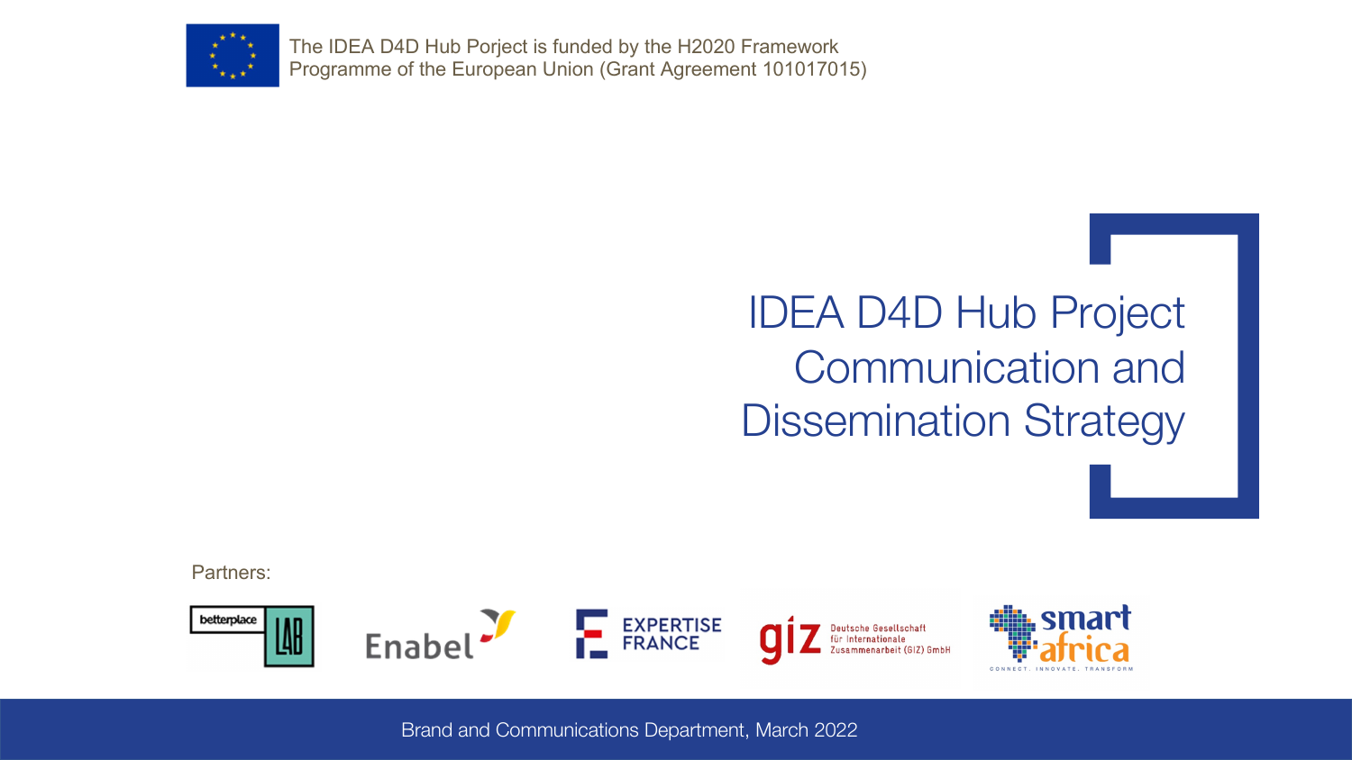The IDEA D4D Hub Porject is funded by the H2020 Framework Programme of the European Union (Grant Agreement 101017015)

# IDEA D4D Hub Project Communication and Dissemination Strategy

Partners:

betterplace LAB

Enabel

EXPERTISE FRANCE

giz Deutsche Gesellschaft für Internationale Zusammenarbeit (GIZ) GmbH

smart africa CONNECT. INNOVATE. TRANSFORM

Brand and Communications Department, March 2022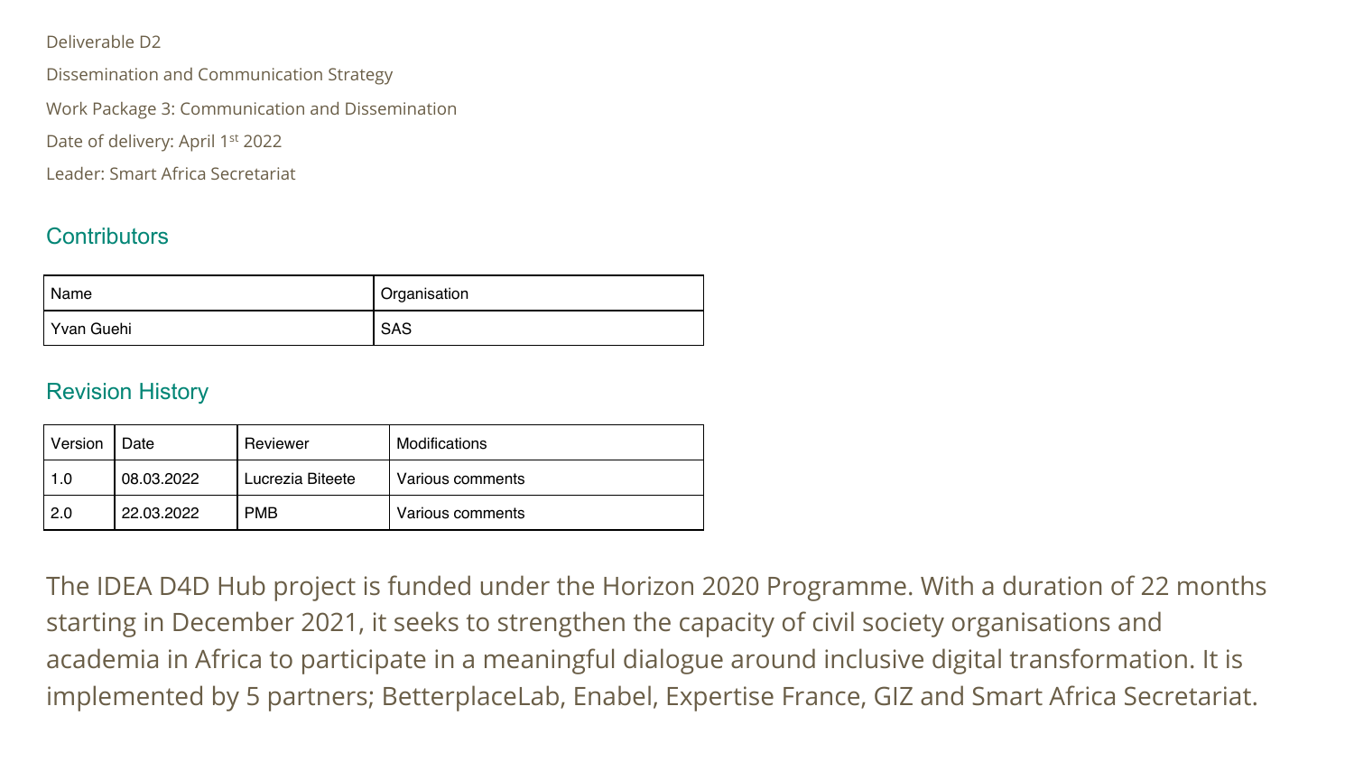Deliverable D2

Dissemination and Communication Strategy

Work Package 3: Communication and Dissemination

Date of delivery: April 1st 2022

Leader: Smart Africa Secretariat

## Contributors

| Name | Organisation |
|---|---|
| Yvan Guehi | SAS |

## Revision History

| Version | Date | Reviewer | Modifications |
|---|---|---|---|
| 1.0 | 08.03.2022 | Lucrezia Biteete | Various comments |
| 2.0 | 22.03.2022 | PMB | Various comments |

The IDEA D4D Hub project is funded under the Horizon 2020 Programme. With a duration of 22 months starting in December 2021, it seeks to strengthen the capacity of civil society organisations and academia in Africa to participate in a meaningful dialogue around inclusive digital transformation. It is implemented by 5 partners; BetterplaceLab, Enabel, Expertise France, GIZ and Smart Africa Secretariat.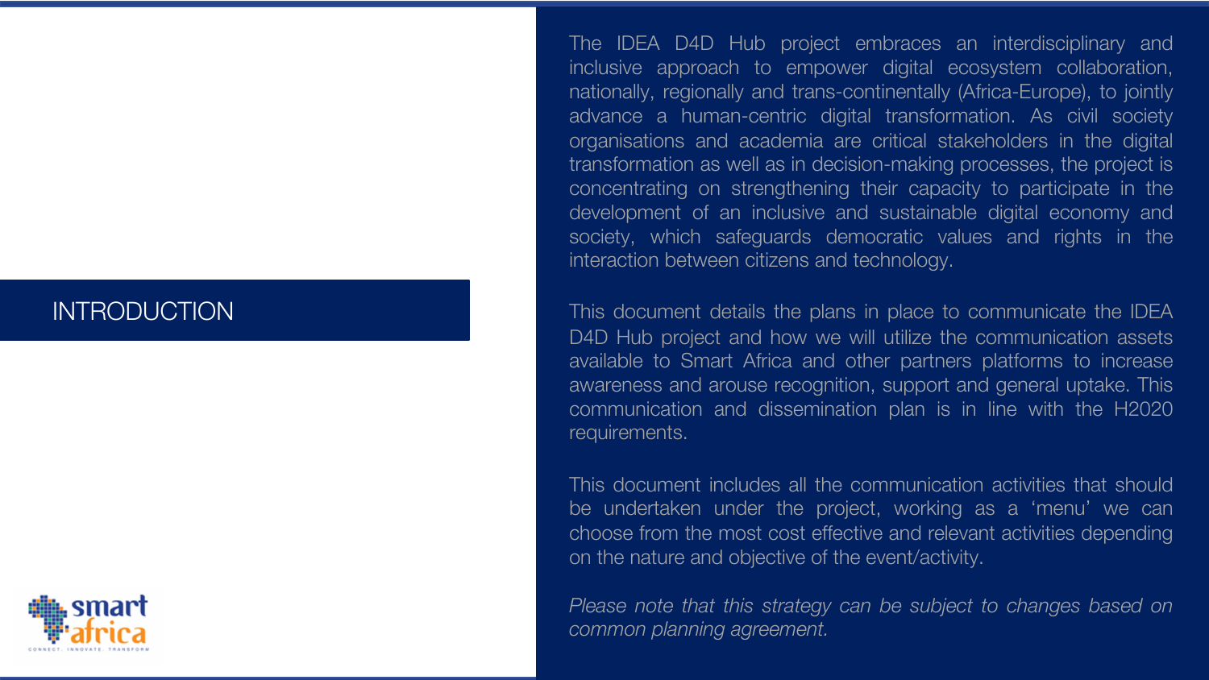# INTRODUCTION

The IDEA D4D Hub project embraces an interdisciplinary and inclusive approach to empower digital ecosystem collaboration, nationally, regionally and trans-continentally (Africa-Europe), to jointly advance a human-centric digital transformation. As civil society organisations and academia are critical stakeholders in the digital transformation as well as in decision-making processes, the project is concentrating on strengthening their capacity to participate in the development of an inclusive and sustainable digital economy and society, which safeguards democratic values and rights in the interaction between citizens and technology.

This document details the plans in place to communicate the IDEA D4D Hub project and how we will utilize the communication assets available to Smart Africa and other partners platforms to increase awareness and arouse recognition, support and general uptake. This communication and dissemination plan is in line with the H2020 requirements.

This document includes all the communication activities that should be undertaken under the project, working as a 'menu' we can choose from the most cost effective and relevant activities depending on the nature and objective of the event/activity.

*Please note that this strategy can be subject to changes based on common planning agreement.*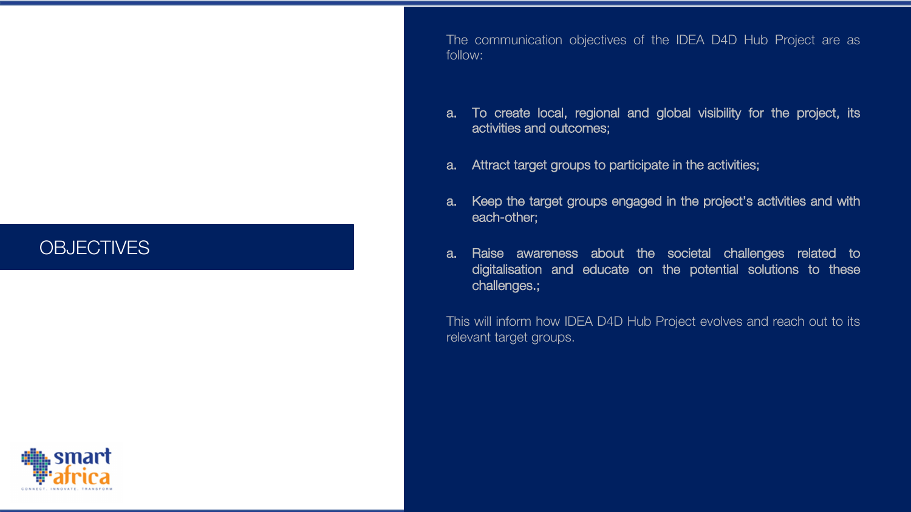# OBJECTIVES

The communication objectives of the IDEA D4D Hub Project are as follow:

a. To create local, regional and global visibility for the project, its activities and outcomes;

a. Attract target groups to participate in the activities;

a. Keep the target groups engaged in the project's activities and with each-other;

a. Raise awareness about the societal challenges related to digitalisation and educate on the potential solutions to these challenges.;

This will inform how IDEA D4D Hub Project evolves and reach out to its relevant target groups.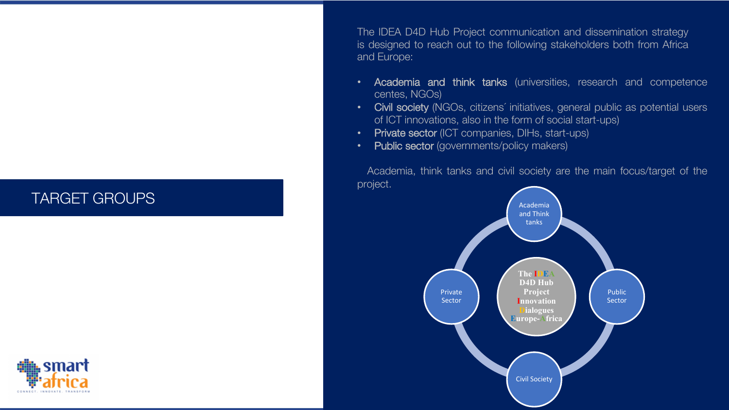# TARGET GROUPS

The IDEA D4D Hub Project communication and dissemination strategy is designed to reach out to the following stakeholders both from Africa and Europe:

- Academia and think tanks (universities, research and competence centes, NGOs)
- Civil society (NGOs, citizens´ initiatives, general public as potential users of ICT innovations, also in the form of social start-ups)
- Private sector (ICT companies, DIHs, start-ups)
- Public sector (governments/policy makers)

Academia, think tanks and civil society are the main focus/target of the project.

The IDEA D4D Hub Project
Innovation Dialogues Europe-Africa

- Academia and Think tanks
- Public Sector
- Civil Society
- Private Sector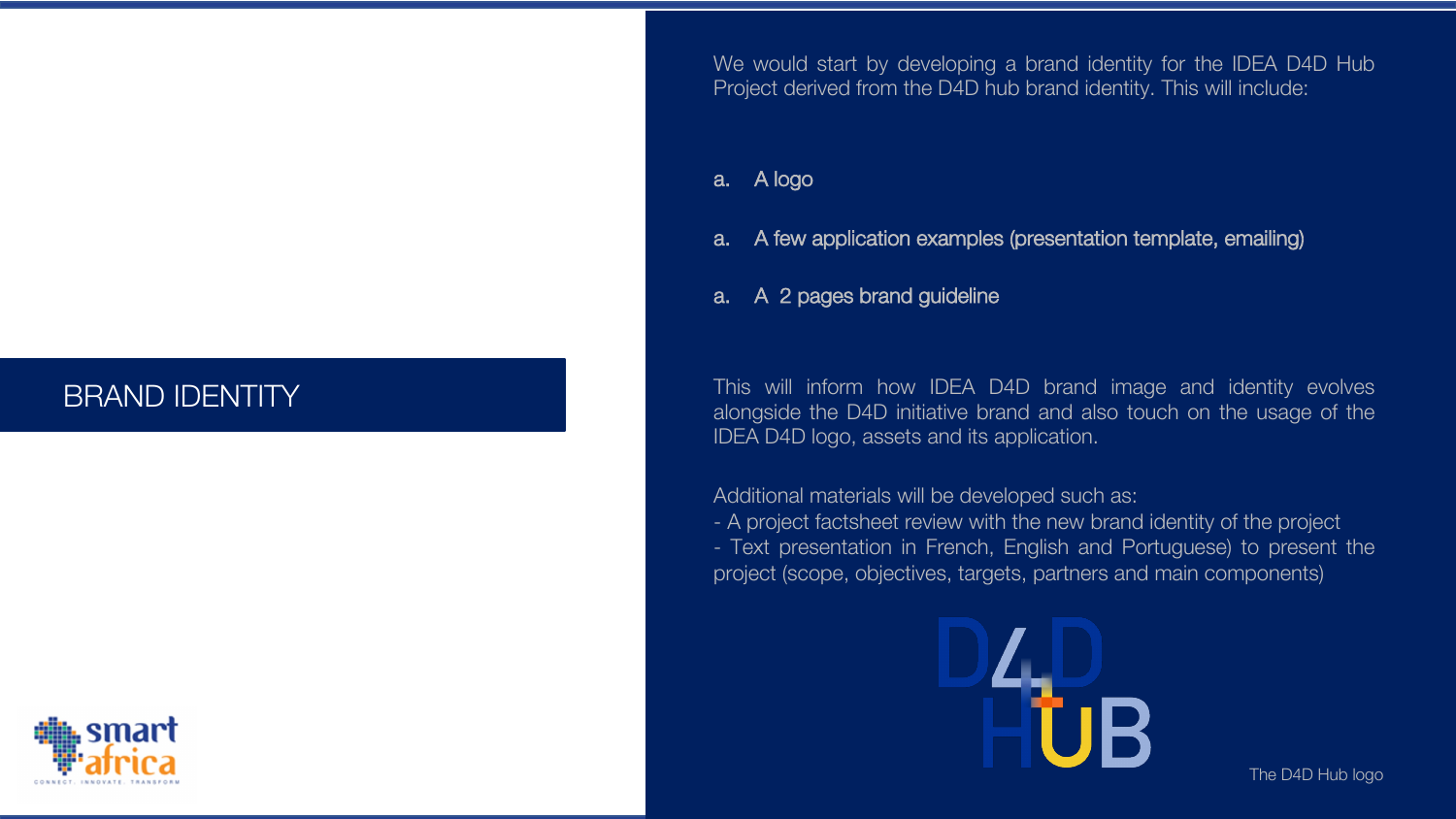# BRAND IDENTITY

We would start by developing a brand identity for the IDEA D4D Hub Project derived from the D4D hub brand identity. This will include:

a. A logo

a. A few application examples (presentation template, emailing)

a. A 2 pages brand guideline

This will inform how IDEA D4D brand image and identity evolves alongside the D4D initiative brand and also touch on the usage of the IDEA D4D logo, assets and its application.

Additional materials will be developed such as:
- A project factsheet review with the new brand identity of the project
- Text presentation in French, English and Portuguese) to present the project (scope, objectives, targets, partners and main components)

The D4D Hub logo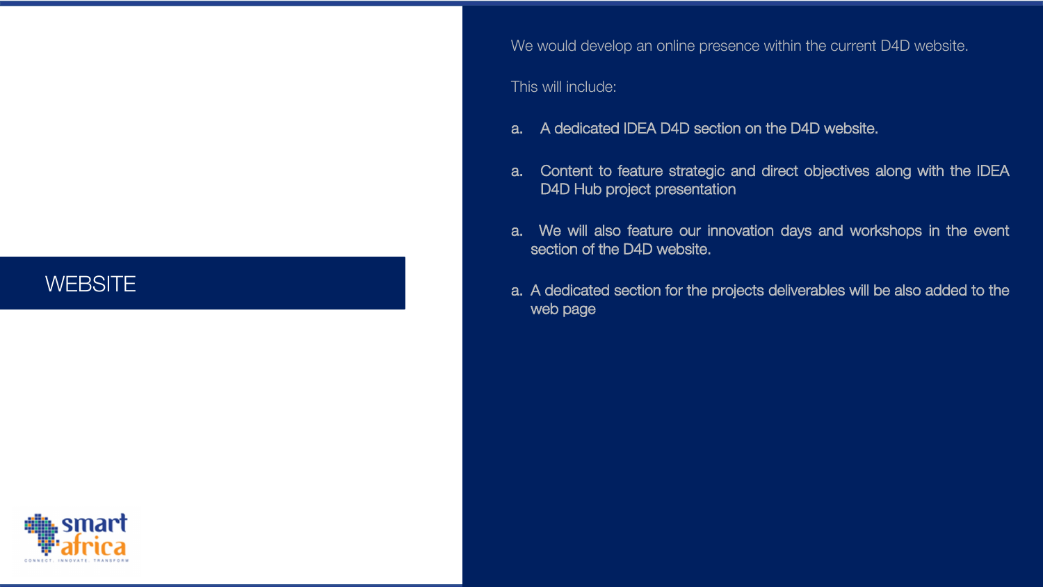# WEBSITE

We would develop an online presence within the current D4D website.

This will include:

a. A dedicated IDEA D4D section on the D4D website.

a. Content to feature strategic and direct objectives along with the IDEA D4D Hub project presentation

a. We will also feature our innovation days and workshops in the event section of the D4D website.

a. A dedicated section for the projects deliverables will be also added to the web page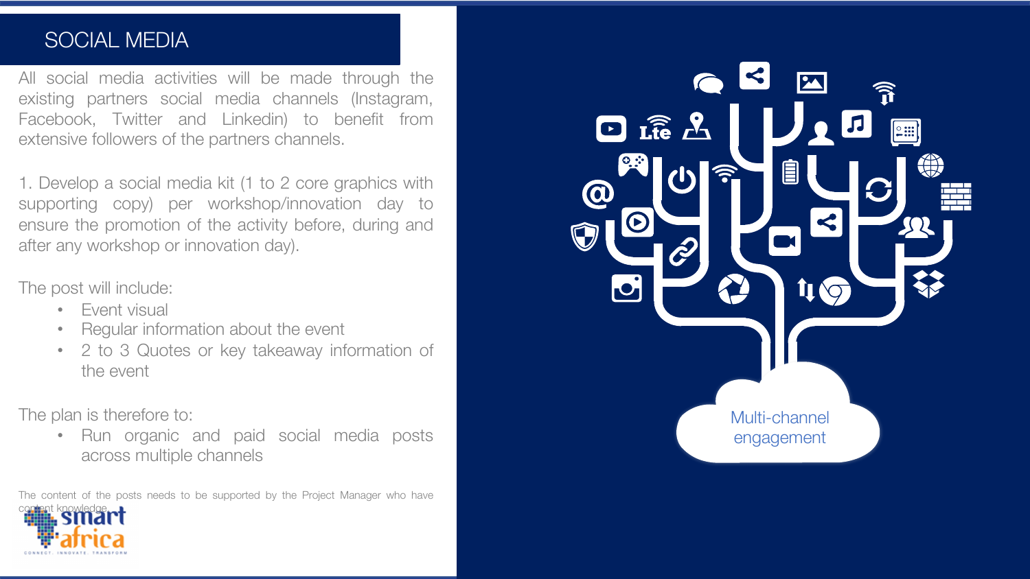# SOCIAL MEDIA

All social media activities will be made through the existing partners social media channels (Instagram, Facebook, Twitter and Linkedin) to benefit from extensive followers of the partners channels.

1. Develop a social media kit (1 to 2 core graphics with supporting copy) per workshop/innovation day to ensure the promotion of the activity before, during and after any workshop or innovation day).

The post will include:

- Event visual
- Regular information about the event
- 2 to 3 Quotes or key takeaway information of the event

The plan is therefore to:

- Run organic and paid social media posts across multiple channels

The content of the posts needs to be supported by the Project Manager who have content knowledge.

Multi-channel engagement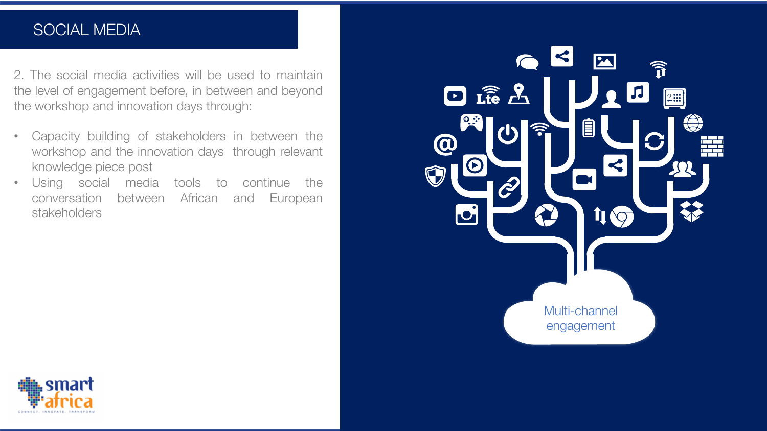# SOCIAL MEDIA

2. The social media activities will be used to maintain the level of engagement before, in between and beyond the workshop and innovation days through:

- Capacity building of stakeholders in between the workshop and the innovation days through relevant knowledge piece post
- Using social media tools to continue the conversation between African and European stakeholders

Multi-channel engagement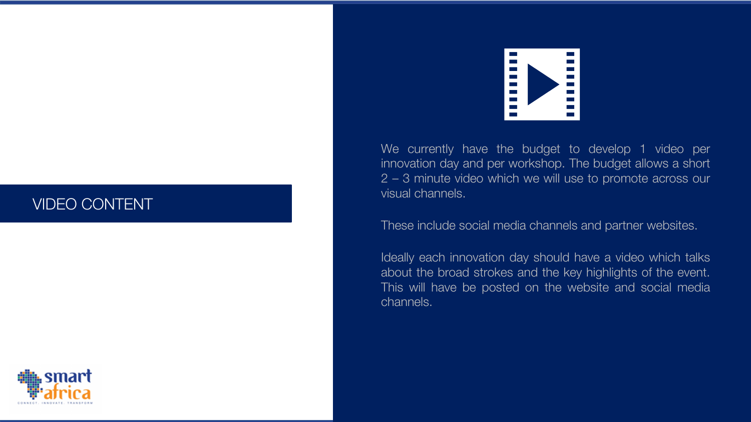# VIDEO CONTENT

We currently have the budget to develop 1 video per innovation day and per workshop. The budget allows a short 2 – 3 minute video which we will use to promote across our visual channels.

These include social media channels and partner websites.

Ideally each innovation day should have a video which talks about the broad strokes and the key highlights of the event. This will have be posted on the website and social media channels.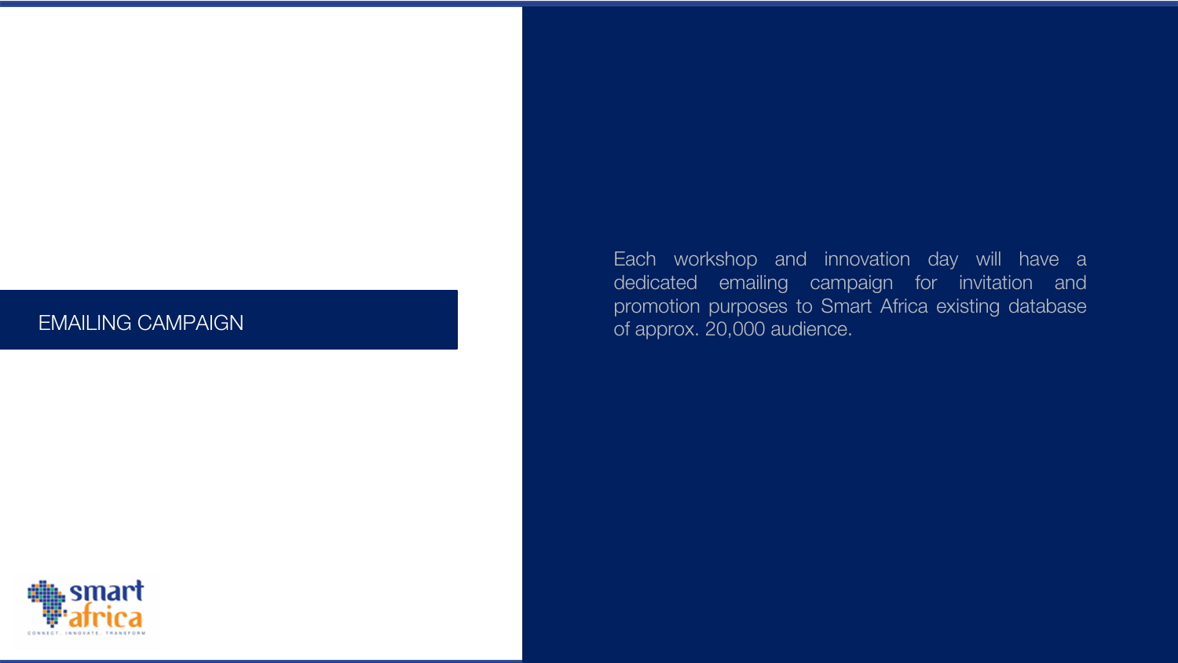## EMAILING CAMPAIGN

Each workshop and innovation day will have a dedicated emailing campaign for invitation and promotion purposes to Smart Africa existing database of approx. 20,000 audience.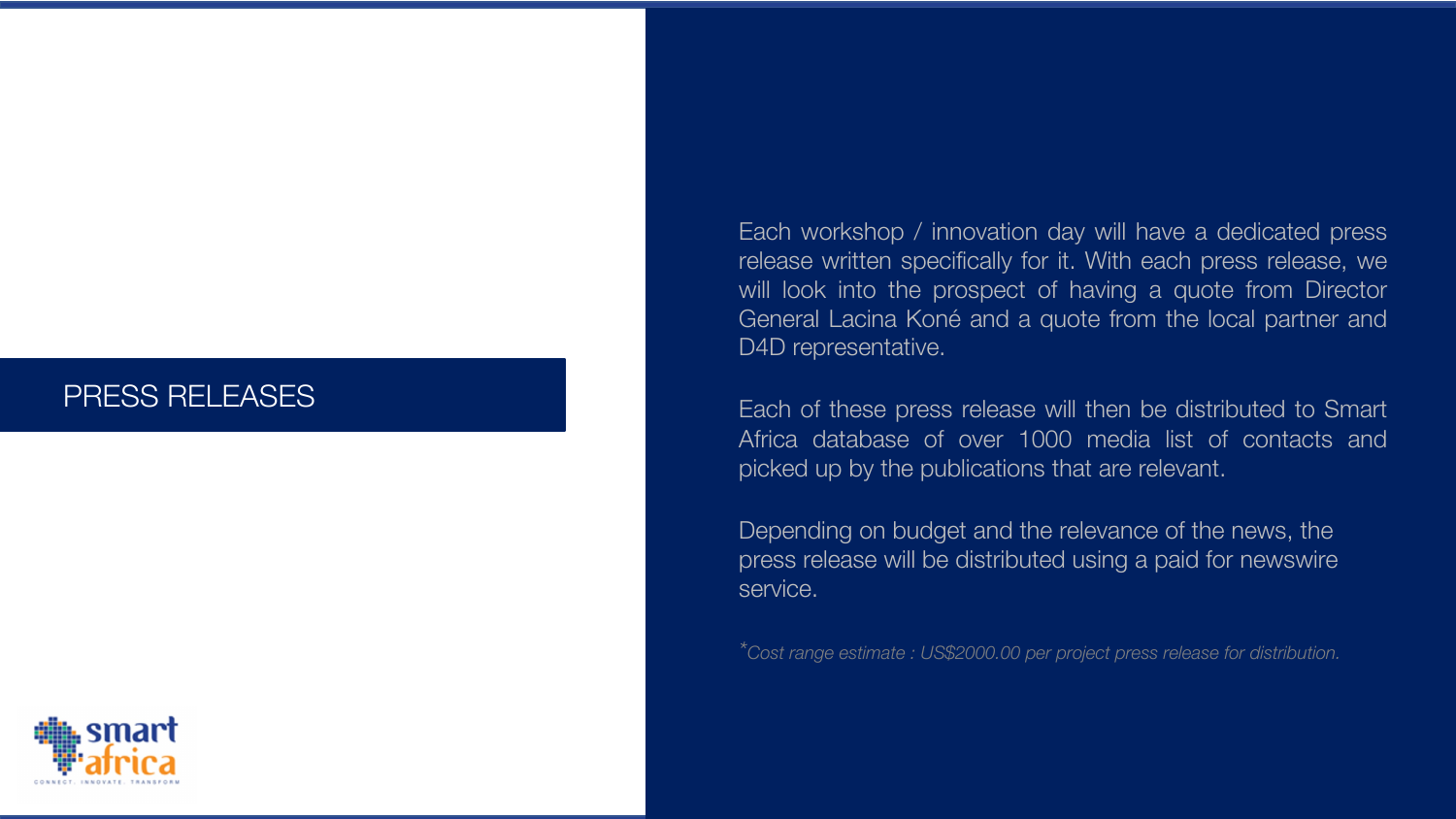## PRESS RELEASES

Each workshop / innovation day will have a dedicated press release written specifically for it. With each press release, we will look into the prospect of having a quote from Director General Lacina Koné and a quote from the local partner and D4D representative.

Each of these press release will then be distributed to Smart Africa database of over 1000 media list of contacts and picked up by the publications that are relevant.

Depending on budget and the relevance of the news, the press release will be distributed using a paid for newswire service.

**Cost range estimate : US$2000.00 per project press release for distribution.*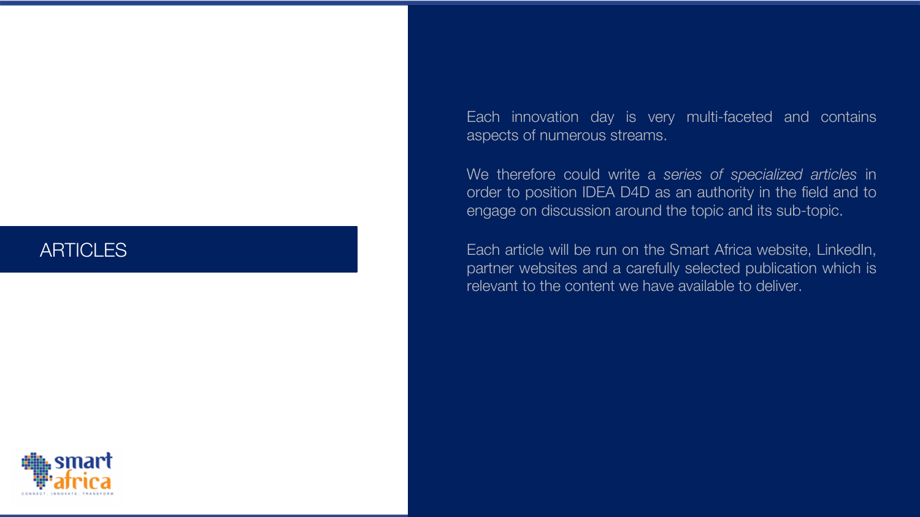# ARTICLES

Each innovation day is very multi-faceted and contains aspects of numerous streams.

We therefore could write a *series of specialized articles* in order to position IDEA D4D as an authority in the field and to engage on discussion around the topic and its sub-topic.

Each article will be run on the Smart Africa website, LinkedIn, partner websites and a carefully selected publication which is relevant to the content we have available to deliver.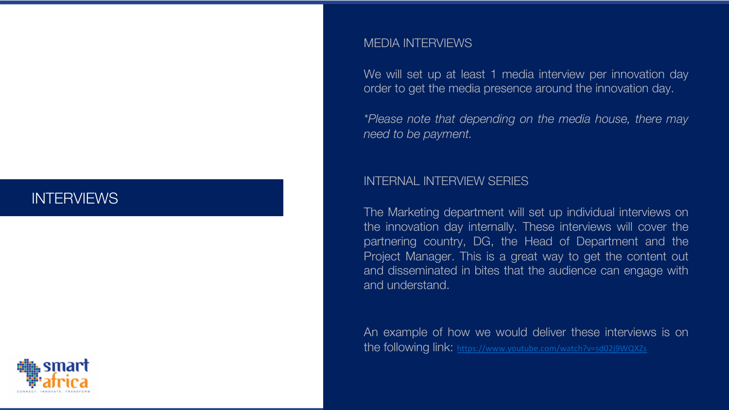# INTERVIEWS

## MEDIA INTERVIEWS

We will set up at least 1 media interview per innovation day order to get the media presence around the innovation day.

*\*Please note that depending on the media house, there may need to be payment.*

## INTERNAL INTERVIEW SERIES

The Marketing department will set up individual interviews on the innovation day internally. These interviews will cover the partnering country, DG, the Head of Department and the Project Manager. This is a great way to get the content out and disseminated in bites that the audience can engage with and understand.

An example of how we would deliver these interviews is on the following link: https://www.youtube.com/watch?v=sd02j9WQXZs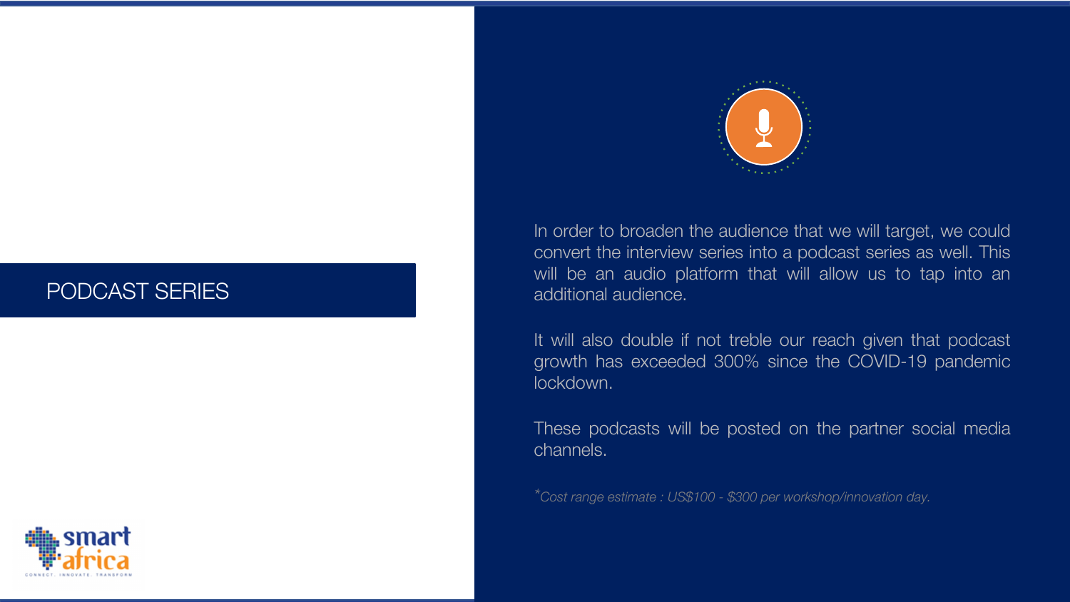# PODCAST SERIES

In order to broaden the audience that we will target, we could convert the interview series into a podcast series as well. This will be an audio platform that will allow us to tap into an additional audience.

It will also double if not treble our reach given that podcast growth has exceeded 300% since the COVID-19 pandemic lockdown.

These podcasts will be posted on the partner social media channels.

**Cost range estimate : US$100 - $300 per workshop/innovation day.*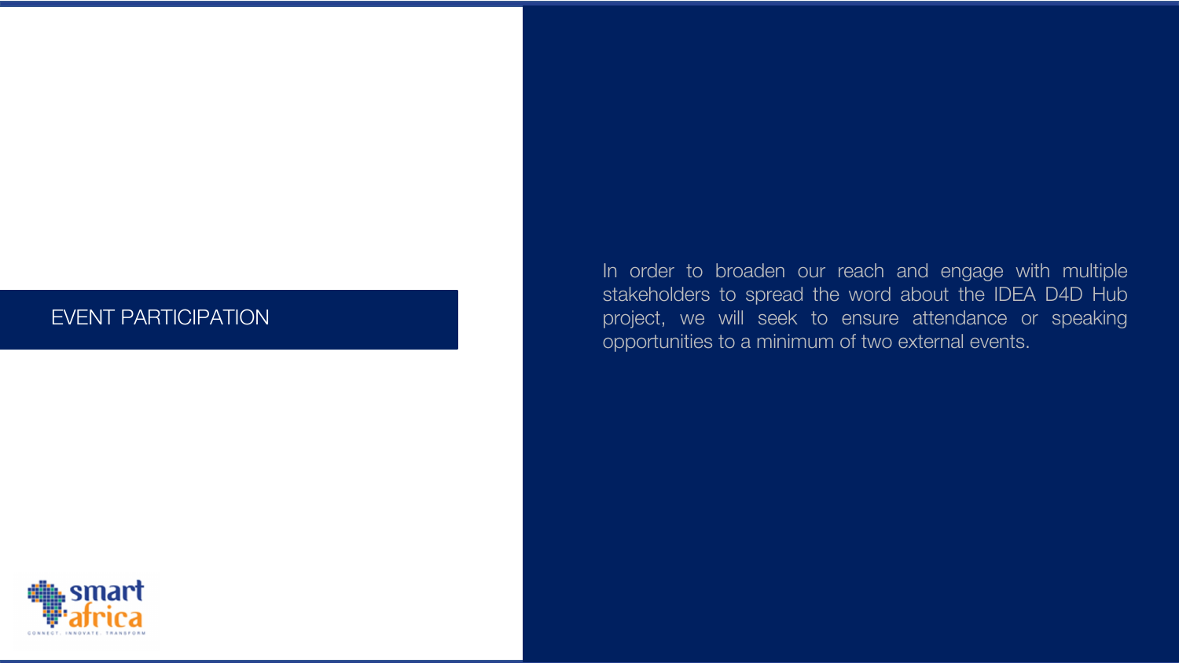## EVENT PARTICIPATION

In order to broaden our reach and engage with multiple stakeholders to spread the word about the IDEA D4D Hub project, we will seek to ensure attendance or speaking opportunities to a minimum of two external events.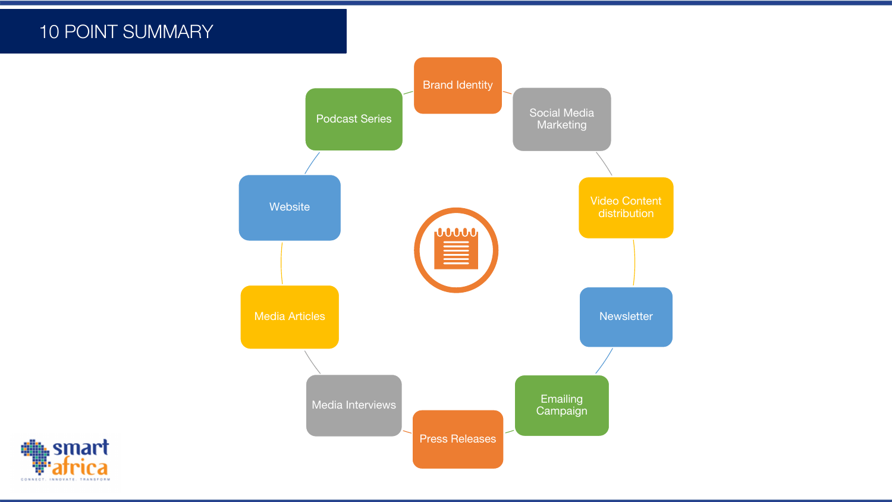# 10 POINT SUMMARY

- Brand Identity
- Social Media Marketing
- Video Content distribution
- Newsletter
- Emailing Campaign
- Press Releases
- Media Interviews
- Media Articles
- Website
- Podcast Series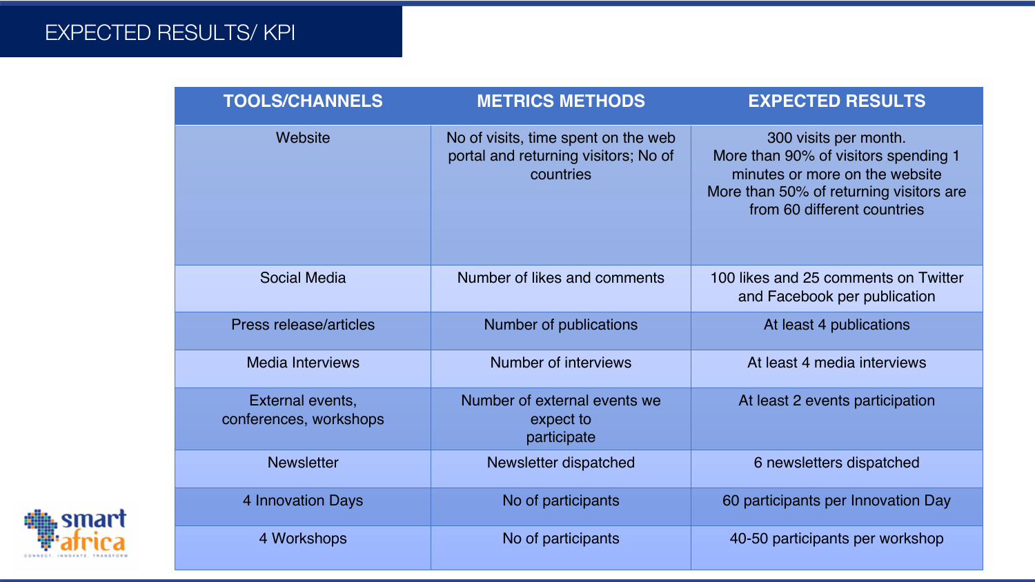# EXPECTED RESULTS/ KPI

| TOOLS/CHANNELS | METRICS METHODS | EXPECTED RESULTS |
|---|---|---|
| Website | No of visits, time spent on the web portal and returning visitors; No of countries | 300 visits per month. More than 90% of visitors spending 1 minutes or more on the website More than 50% of returning visitors are from 60 different countries |
| Social Media | Number of likes and comments | 100 likes and 25 comments on Twitter and Facebook per publication |
| Press release/articles | Number of publications | At least 4 publications |
| Media Interviews | Number of interviews | At least 4 media interviews |
| External events, conferences, workshops | Number of external events we expect to participate | At least 2 events participation |
| Newsletter | Newsletter dispatched | 6 newsletters dispatched |
| 4 Innovation Days | No of participants | 60 participants per Innovation Day |
| 4 Workshops | No of participants | 40-50 participants per workshop |

smart africa
CONNECT. INNOVATE. TRANSFORM